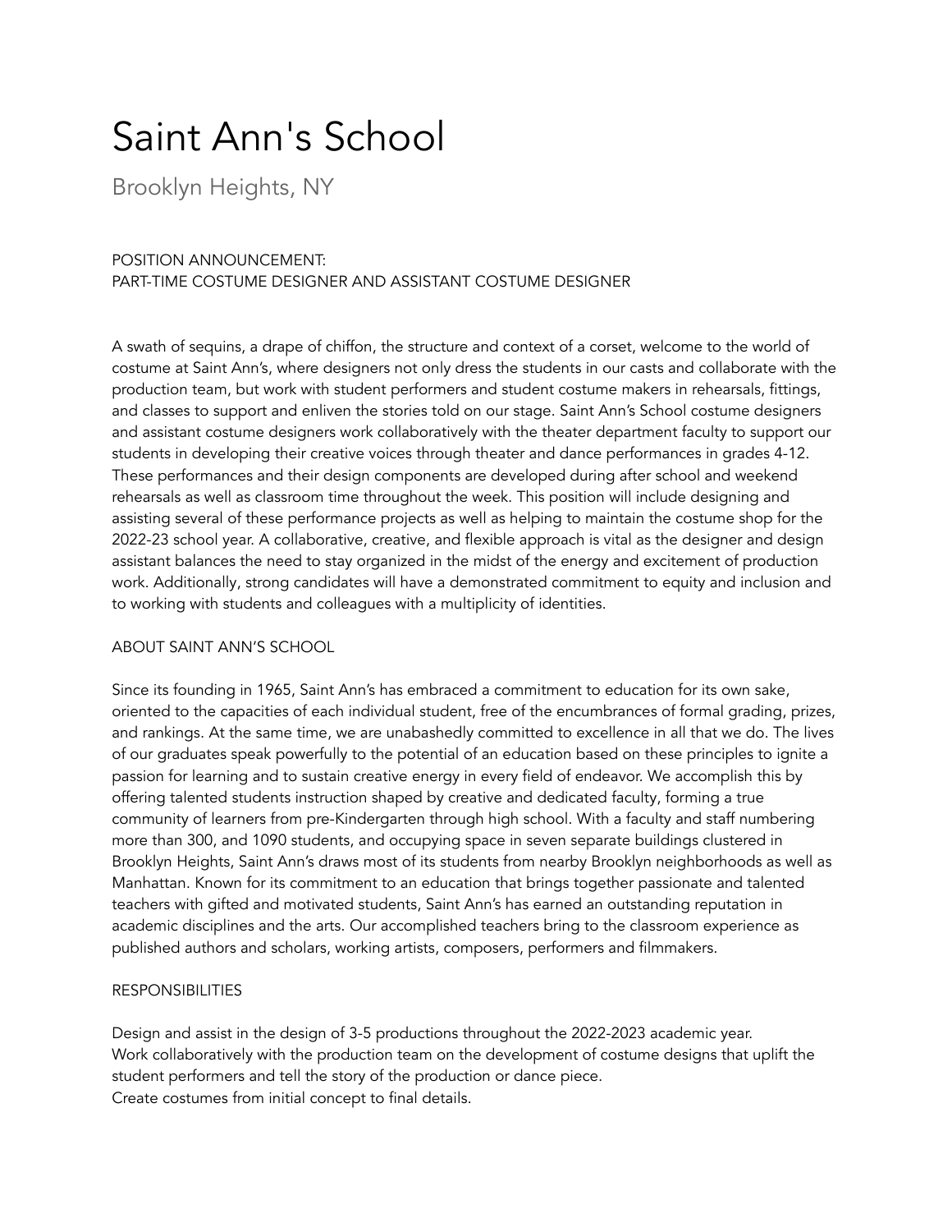# Saint Ann's School

Brooklyn Heights, NY

POSITION ANNOUNCEMENT:
PART-TIME COSTUME DESIGNER AND ASSISTANT COSTUME DESIGNER

A swath of sequins, a drape of chiffon, the structure and context of a corset, welcome to the world of costume at Saint Ann's, where designers not only dress the students in our casts and collaborate with the production team, but work with student performers and student costume makers in rehearsals, fittings, and classes to support and enliven the stories told on our stage. Saint Ann's School costume designers and assistant costume designers work collaboratively with the theater department faculty to support our students in developing their creative voices through theater and dance performances in grades 4-12. These performances and their design components are developed during after school and weekend rehearsals as well as classroom time throughout the week. This position will include designing and assisting several of these performance projects as well as helping to maintain the costume shop for the 2022-23 school year. A collaborative, creative, and flexible approach is vital as the designer and design assistant balances the need to stay organized in the midst of the energy and excitement of production work. Additionally, strong candidates will have a demonstrated commitment to equity and inclusion and to working with students and colleagues with a multiplicity of identities.

ABOUT SAINT ANN'S SCHOOL

Since its founding in 1965, Saint Ann's has embraced a commitment to education for its own sake, oriented to the capacities of each individual student, free of the encumbrances of formal grading, prizes, and rankings. At the same time, we are unabashedly committed to excellence in all that we do. The lives of our graduates speak powerfully to the potential of an education based on these principles to ignite a passion for learning and to sustain creative energy in every field of endeavor. We accomplish this by offering talented students instruction shaped by creative and dedicated faculty, forming a true community of learners from pre-Kindergarten through high school. With a faculty and staff numbering more than 300, and 1090 students, and occupying space in seven separate buildings clustered in Brooklyn Heights, Saint Ann's draws most of its students from nearby Brooklyn neighborhoods as well as Manhattan. Known for its commitment to an education that brings together passionate and talented teachers with gifted and motivated students, Saint Ann's has earned an outstanding reputation in academic disciplines and the arts. Our accomplished teachers bring to the classroom experience as published authors and scholars, working artists, composers, performers and filmmakers.

RESPONSIBILITIES

Design and assist in the design of 3-5 productions throughout the 2022-2023 academic year.
Work collaboratively with the production team on the development of costume designs that uplift the student performers and tell the story of the production or dance piece.
Create costumes from initial concept to final details.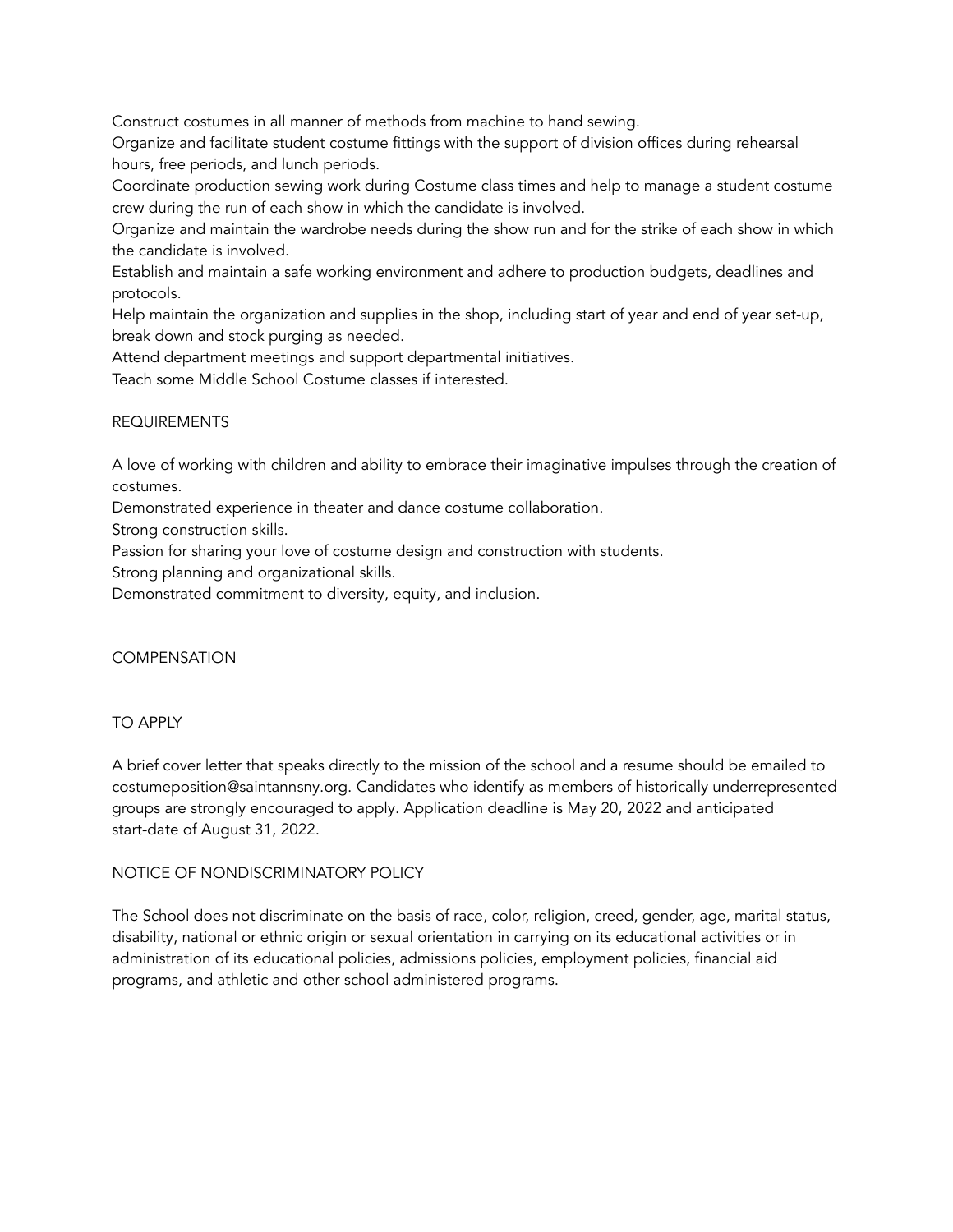Construct costumes in all manner of methods from machine to hand sewing.
Organize and facilitate student costume fittings with the support of division offices during rehearsal hours, free periods, and lunch periods.
Coordinate production sewing work during Costume class times and help to manage a student costume crew during the run of each show in which the candidate is involved.
Organize and maintain the wardrobe needs during the show run and for the strike of each show in which the candidate is involved.
Establish and maintain a safe working environment and adhere to production budgets, deadlines and protocols.
Help maintain the organization and supplies in the shop, including start of year and end of year set-up, break down and stock purging as needed.
Attend department meetings and support departmental initiatives.
Teach some Middle School Costume classes if interested.

## REQUIREMENTS

A love of working with children and ability to embrace their imaginative impulses through the creation of costumes.
Demonstrated experience in theater and dance costume collaboration.
Strong construction skills.
Passion for sharing your love of costume design and construction with students.
Strong planning and organizational skills.
Demonstrated commitment to diversity, equity, and inclusion.

## COMPENSATION

## TO APPLY

A brief cover letter that speaks directly to the mission of the school and a resume should be emailed to costumeposition@saintannsny.org. Candidates who identify as members of historically underrepresented groups are strongly encouraged to apply. Application deadline is May 20, 2022 and anticipated start-date of August 31, 2022.

## NOTICE OF NONDISCRIMINATORY POLICY

The School does not discriminate on the basis of race, color, religion, creed, gender, age, marital status, disability, national or ethnic origin or sexual orientation in carrying on its educational activities or in administration of its educational policies, admissions policies, employment policies, financial aid programs, and athletic and other school administered programs.